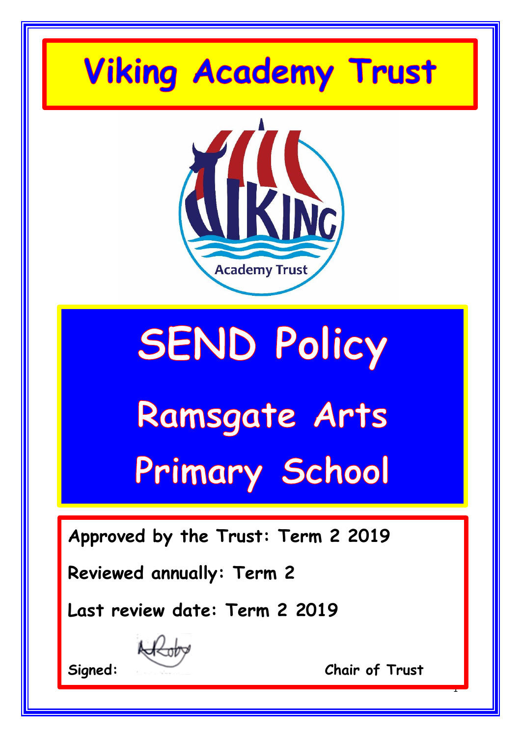# Viking Academy Trust

# SEND Policy

## Ramsgate Arts Primary School

**Approved by the Trust: Term 2 2019**

**Reviewed annually: Term 2**

**Last review date: Term 2 2019**

**Signed:** &nbsp;&nbsp;&nbsp;&nbsp;&nbsp;&nbsp;&nbsp;&nbsp;&nbsp;&nbsp;&nbsp;&nbsp;&nbsp;&nbsp;&nbsp;&nbsp;&nbsp;&nbsp;&nbsp;&nbsp; **Chair of Trust**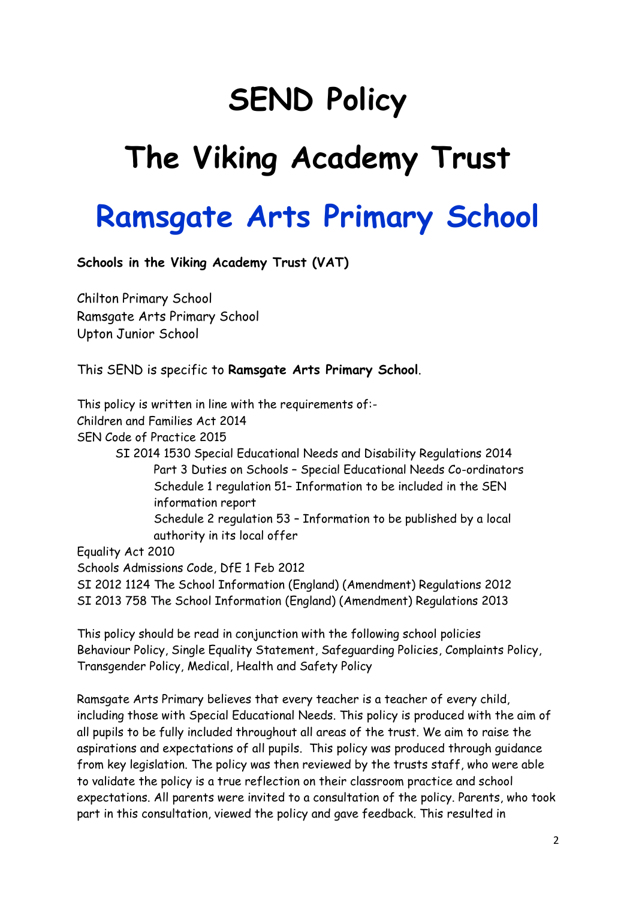# SEND Policy

# The Viking Academy Trust

# Ramsgate Arts Primary School

**Schools in the Viking Academy Trust (VAT)**

Chilton Primary School
Ramsgate Arts Primary School
Upton Junior School

This SEND is specific to **Ramsgate Arts Primary School**.

This policy is written in line with the requirements of:-
Children and Families Act 2014
SEN Code of Practice 2015

- SI 2014 1530 Special Educational Needs and Disability Regulations 2014
  - Part 3 Duties on Schools – Special Educational Needs Co-ordinators
  - Schedule 1 regulation 51– Information to be included in the SEN information report
  - Schedule 2 regulation 53 – Information to be published by a local authority in its local offer

Equality Act 2010
Schools Admissions Code, DfE 1 Feb 2012
SI 2012 1124 The School Information (England) (Amendment) Regulations 2012
SI 2013 758 The School Information (England) (Amendment) Regulations 2013

This policy should be read in conjunction with the following school policies Behaviour Policy, Single Equality Statement, Safeguarding Policies, Complaints Policy, Transgender Policy, Medical, Health and Safety Policy

Ramsgate Arts Primary believes that every teacher is a teacher of every child, including those with Special Educational Needs. This policy is produced with the aim of all pupils to be fully included throughout all areas of the trust. We aim to raise the aspirations and expectations of all pupils. This policy was produced through guidance from key legislation. The policy was then reviewed by the trusts staff, who were able to validate the policy is a true reflection on their classroom practice and school expectations. All parents were invited to a consultation of the policy. Parents, who took part in this consultation, viewed the policy and gave feedback. This resulted in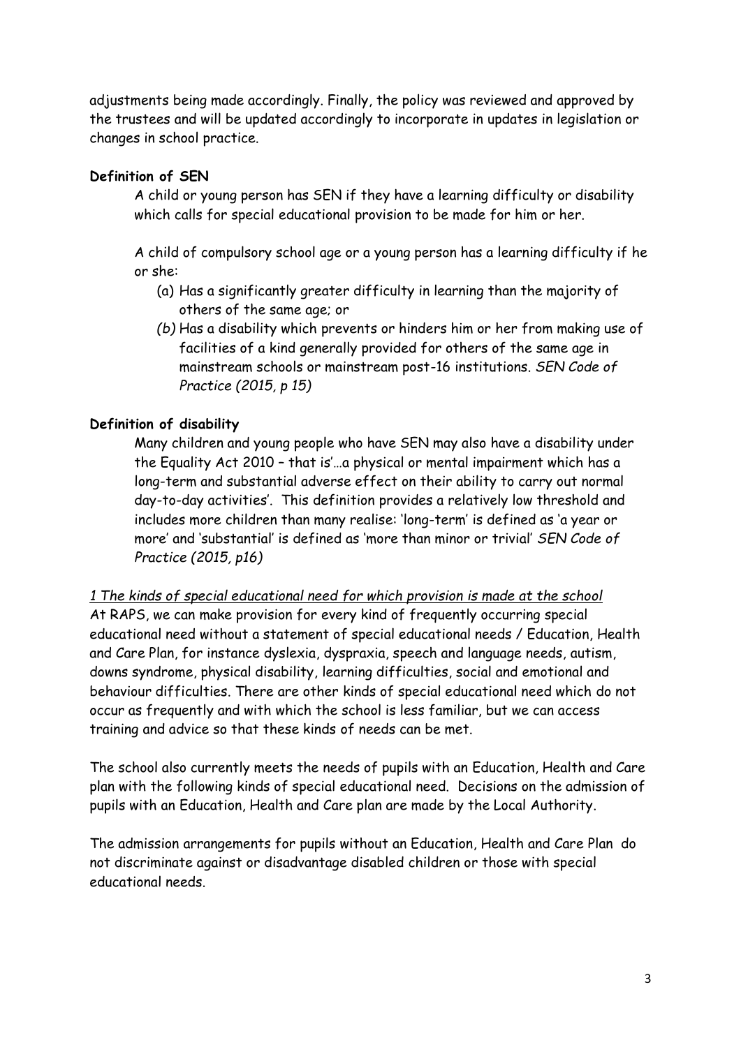adjustments being made accordingly. Finally, the policy was reviewed and approved by the trustees and will be updated accordingly to incorporate in updates in legislation or changes in school practice.

**Definition of SEN**

A child or young person has SEN if they have a learning difficulty or disability which calls for special educational provision to be made for him or her.

A child of compulsory school age or a young person has a learning difficulty if he or she:

(a) Has a significantly greater difficulty in learning than the majority of others of the same age; or

*(b)* Has a disability which prevents or hinders him or her from making use of facilities of a kind generally provided for others of the same age in mainstream schools or mainstream post-16 institutions. *SEN Code of Practice (2015, p 15)*

**Definition of disability**

Many children and young people who have SEN may also have a disability under the Equality Act 2010 – that is'…a physical or mental impairment which has a long-term and substantial adverse effect on their ability to carry out normal day-to-day activities'. This definition provides a relatively low threshold and includes more children than many realise: 'long-term' is defined as 'a year or more' and 'substantial' is defined as 'more than minor or trivial' *SEN Code of Practice (2015, p16)*

*1 The kinds of special educational need for which provision is made at the school*

At RAPS, we can make provision for every kind of frequently occurring special educational need without a statement of special educational needs / Education, Health and Care Plan, for instance dyslexia, dyspraxia, speech and language needs, autism, downs syndrome, physical disability, learning difficulties, social and emotional and behaviour difficulties. There are other kinds of special educational need which do not occur as frequently and with which the school is less familiar, but we can access training and advice so that these kinds of needs can be met.

The school also currently meets the needs of pupils with an Education, Health and Care plan with the following kinds of special educational need. Decisions on the admission of pupils with an Education, Health and Care plan are made by the Local Authority.

The admission arrangements for pupils without an Education, Health and Care Plan do not discriminate against or disadvantage disabled children or those with special educational needs.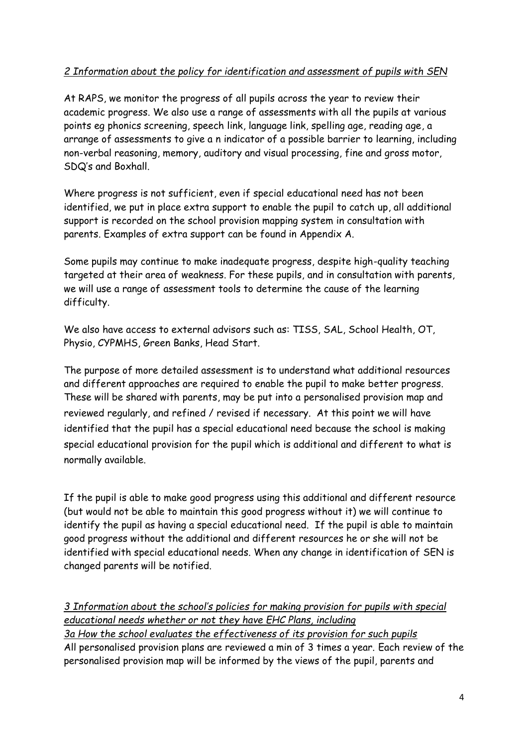*2 Information about the policy for identification and assessment of pupils with SEN*

At RAPS, we monitor the progress of all pupils across the year to review their academic progress. We also use a range of assessments with all the pupils at various points eg phonics screening, speech link, language link, spelling age, reading age, a arrange of assessments to give a n indicator of a possible barrier to learning, including non-verbal reasoning, memory, auditory and visual processing, fine and gross motor, SDQ's and Boxhall.

Where progress is not sufficient, even if special educational need has not been identified, we put in place extra support to enable the pupil to catch up, all additional support is recorded on the school provision mapping system in consultation with parents. Examples of extra support can be found in Appendix A.

Some pupils may continue to make inadequate progress, despite high-quality teaching targeted at their area of weakness. For these pupils, and in consultation with parents, we will use a range of assessment tools to determine the cause of the learning difficulty.

We also have access to external advisors such as: TISS, SAL, School Health, OT, Physio, CYPMHS, Green Banks, Head Start.

The purpose of more detailed assessment is to understand what additional resources and different approaches are required to enable the pupil to make better progress. These will be shared with parents, may be put into a personalised provision map and reviewed regularly, and refined / revised if necessary. At this point we will have identified that the pupil has a special educational need because the school is making special educational provision for the pupil which is additional and different to what is normally available.

If the pupil is able to make good progress using this additional and different resource (but would not be able to maintain this good progress without it) we will continue to identify the pupil as having a special educational need. If the pupil is able to maintain good progress without the additional and different resources he or she will not be identified with special educational needs. When any change in identification of SEN is changed parents will be notified.

*3 Information about the school's policies for making provision for pupils with special educational needs whether or not they have EHC Plans, including*

*3a How the school evaluates the effectiveness of its provision for such pupils*

All personalised provision plans are reviewed a min of 3 times a year. Each review of the personalised provision map will be informed by the views of the pupil, parents and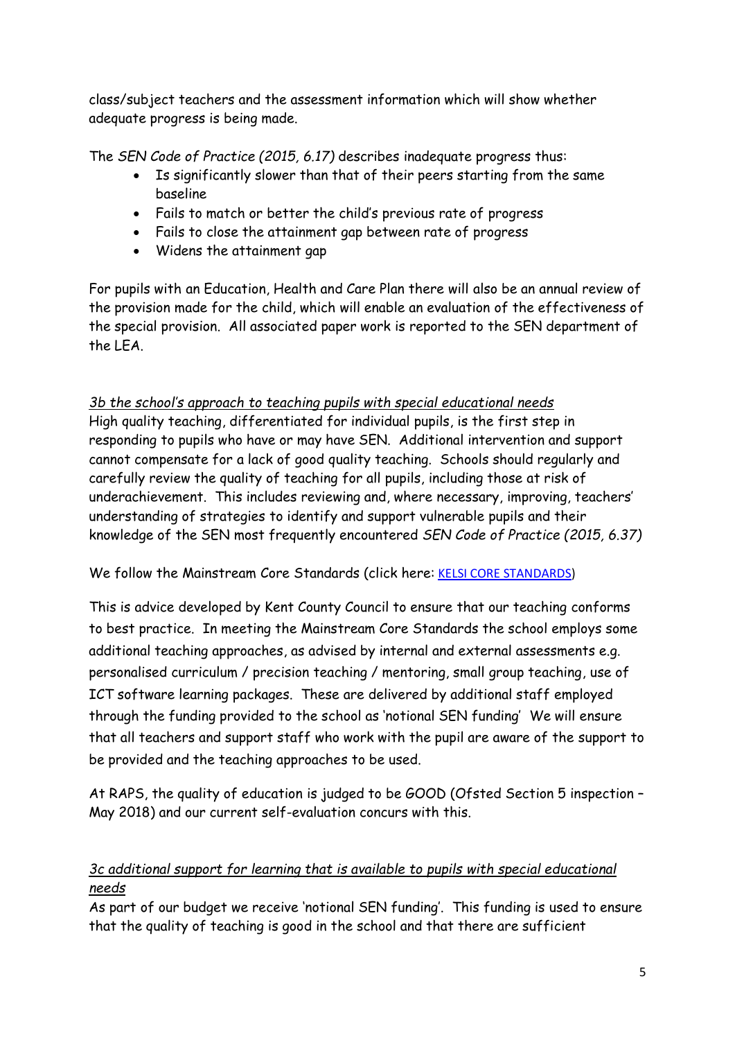class/subject teachers and the assessment information which will show whether adequate progress is being made.

The *SEN Code of Practice (2015, 6.17)* describes inadequate progress thus:

- Is significantly slower than that of their peers starting from the same baseline
- Fails to match or better the child's previous rate of progress
- Fails to close the attainment gap between rate of progress
- Widens the attainment gap

For pupils with an Education, Health and Care Plan there will also be an annual review of the provision made for the child, which will enable an evaluation of the effectiveness of the special provision. All associated paper work is reported to the SEN department of the LEA.

*3b the school's approach to teaching pupils with special educational needs*

High quality teaching, differentiated for individual pupils, is the first step in responding to pupils who have or may have SEN. Additional intervention and support cannot compensate for a lack of good quality teaching. Schools should regularly and carefully review the quality of teaching for all pupils, including those at risk of underachievement. This includes reviewing and, where necessary, improving, teachers' understanding of strategies to identify and support vulnerable pupils and their knowledge of the SEN most frequently encountered *SEN Code of Practice (2015, 6.37)*

We follow the Mainstream Core Standards (click here: KELSI CORE STANDARDS)

This is advice developed by Kent County Council to ensure that our teaching conforms to best practice. In meeting the Mainstream Core Standards the school employs some additional teaching approaches, as advised by internal and external assessments e.g. personalised curriculum / precision teaching / mentoring, small group teaching, use of ICT software learning packages. These are delivered by additional staff employed through the funding provided to the school as 'notional SEN funding' We will ensure that all teachers and support staff who work with the pupil are aware of the support to be provided and the teaching approaches to be used.

At RAPS, the quality of education is judged to be GOOD (Ofsted Section 5 inspection – May 2018) and our current self-evaluation concurs with this.

*3c additional support for learning that is available to pupils with special educational needs*

As part of our budget we receive 'notional SEN funding'. This funding is used to ensure that the quality of teaching is good in the school and that there are sufficient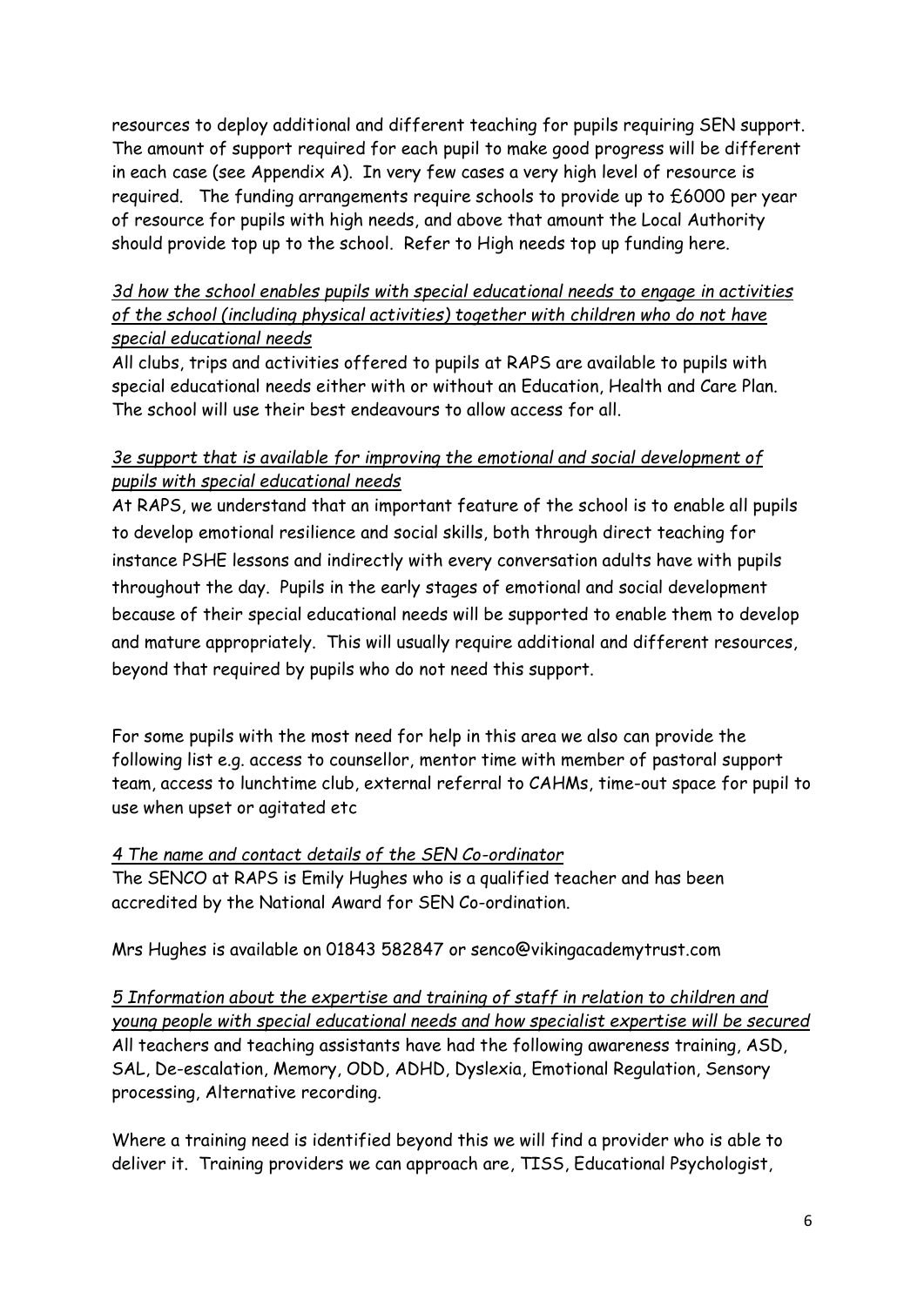resources to deploy additional and different teaching for pupils requiring SEN support. The amount of support required for each pupil to make good progress will be different in each case (see Appendix A). In very few cases a very high level of resource is required. The funding arrangements require schools to provide up to £6000 per year of resource for pupils with high needs, and above that amount the Local Authority should provide top up to the school. Refer to High needs top up funding here.

*3d how the school enables pupils with special educational needs to engage in activities of the school (including physical activities) together with children who do not have special educational needs*

All clubs, trips and activities offered to pupils at RAPS are available to pupils with special educational needs either with or without an Education, Health and Care Plan. The school will use their best endeavours to allow access for all.

*3e support that is available for improving the emotional and social development of pupils with special educational needs*

At RAPS, we understand that an important feature of the school is to enable all pupils to develop emotional resilience and social skills, both through direct teaching for instance PSHE lessons and indirectly with every conversation adults have with pupils throughout the day. Pupils in the early stages of emotional and social development because of their special educational needs will be supported to enable them to develop and mature appropriately. This will usually require additional and different resources, beyond that required by pupils who do not need this support.

For some pupils with the most need for help in this area we also can provide the following list e.g. access to counsellor, mentor time with member of pastoral support team, access to lunchtime club, external referral to CAHMs, time-out space for pupil to use when upset or agitated etc

*4 The name and contact details of the SEN Co-ordinator*

The SENCO at RAPS is Emily Hughes who is a qualified teacher and has been accredited by the National Award for SEN Co-ordination.

Mrs Hughes is available on 01843 582847 or senco@vikingacademytrust.com

*5 Information about the expertise and training of staff in relation to children and young people with special educational needs and how specialist expertise will be secured*

All teachers and teaching assistants have had the following awareness training, ASD, SAL, De-escalation, Memory, ODD, ADHD, Dyslexia, Emotional Regulation, Sensory processing, Alternative recording.

Where a training need is identified beyond this we will find a provider who is able to deliver it. Training providers we can approach are, TISS, Educational Psychologist,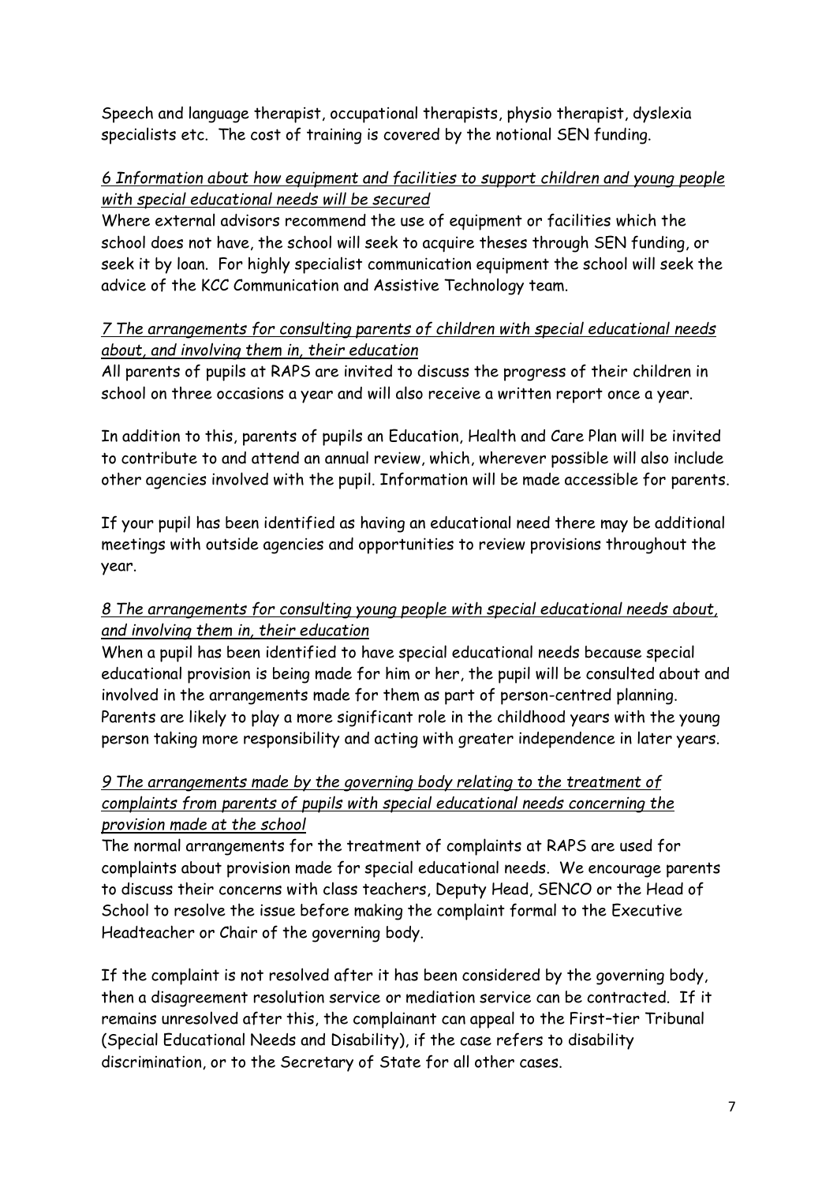Speech and language therapist, occupational therapists, physio therapist, dyslexia specialists etc. The cost of training is covered by the notional SEN funding.

*6 Information about how equipment and facilities to support children and young people with special educational needs will be secured*

Where external advisors recommend the use of equipment or facilities which the school does not have, the school will seek to acquire theses through SEN funding, or seek it by loan. For highly specialist communication equipment the school will seek the advice of the KCC Communication and Assistive Technology team.

*7 The arrangements for consulting parents of children with special educational needs about, and involving them in, their education*

All parents of pupils at RAPS are invited to discuss the progress of their children in school on three occasions a year and will also receive a written report once a year.

In addition to this, parents of pupils an Education, Health and Care Plan will be invited to contribute to and attend an annual review, which, wherever possible will also include other agencies involved with the pupil. Information will be made accessible for parents.

If your pupil has been identified as having an educational need there may be additional meetings with outside agencies and opportunities to review provisions throughout the year.

*8 The arrangements for consulting young people with special educational needs about, and involving them in, their education*

When a pupil has been identified to have special educational needs because special educational provision is being made for him or her, the pupil will be consulted about and involved in the arrangements made for them as part of person-centred planning. Parents are likely to play a more significant role in the childhood years with the young person taking more responsibility and acting with greater independence in later years.

*9 The arrangements made by the governing body relating to the treatment of complaints from parents of pupils with special educational needs concerning the provision made at the school*

The normal arrangements for the treatment of complaints at RAPS are used for complaints about provision made for special educational needs. We encourage parents to discuss their concerns with class teachers, Deputy Head, SENCO or the Head of School to resolve the issue before making the complaint formal to the Executive Headteacher or Chair of the governing body.

If the complaint is not resolved after it has been considered by the governing body, then a disagreement resolution service or mediation service can be contracted. If it remains unresolved after this, the complainant can appeal to the First–tier Tribunal (Special Educational Needs and Disability), if the case refers to disability discrimination, or to the Secretary of State for all other cases.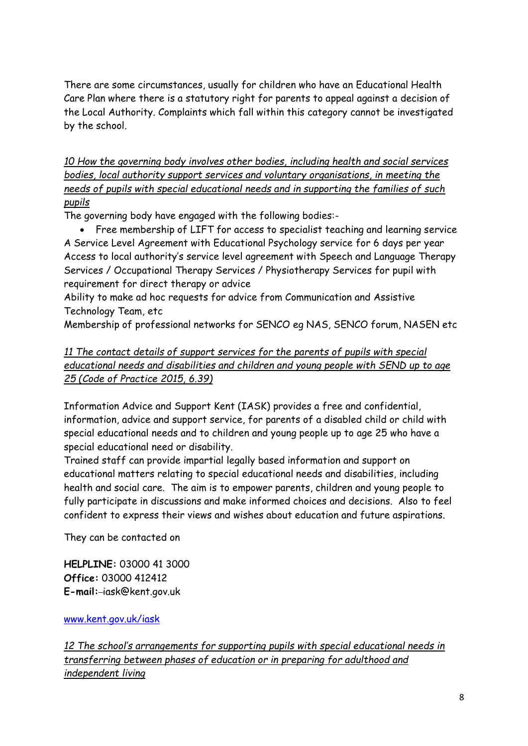There are some circumstances, usually for children who have an Educational Health Care Plan where there is a statutory right for parents to appeal against a decision of the Local Authority. Complaints which fall within this category cannot be investigated by the school.

*10 How the governing body involves other bodies, including health and social services bodies, local authority support services and voluntary organisations, in meeting the needs of pupils with special educational needs and in supporting the families of such pupils*

The governing body have engaged with the following bodies:-

- Free membership of LIFT for access to specialist teaching and learning service

A Service Level Agreement with Educational Psychology service for 6 days per year
Access to local authority's service level agreement with Speech and Language Therapy Services / Occupational Therapy Services / Physiotherapy Services for pupil with requirement for direct therapy or advice
Ability to make ad hoc requests for advice from Communication and Assistive Technology Team, etc
Membership of professional networks for SENCO eg NAS, SENCO forum, NASEN etc

*11 The contact details of support services for the parents of pupils with special educational needs and disabilities and children and young people with SEND up to age 25 (Code of Practice 2015, 6.39)*

Information Advice and Support Kent (IASK) provides a free and confidential, information, advice and support service, for parents of a disabled child or child with special educational needs and to children and young people up to age 25 who have a special educational need or disability.
Trained staff can provide impartial legally based information and support on educational matters relating to special educational needs and disabilities, including health and social care. The aim is to empower parents, children and young people to fully participate in discussions and make informed choices and decisions. Also to feel confident to express their views and wishes about education and future aspirations.

They can be contacted on

**HELPLINE:** 03000 41 3000
**Office:** 03000 412412
**E-mail:** iask@kent.gov.uk

www.kent.gov.uk/iask

*12 The school's arrangements for supporting pupils with special educational needs in transferring between phases of education or in preparing for adulthood and independent living*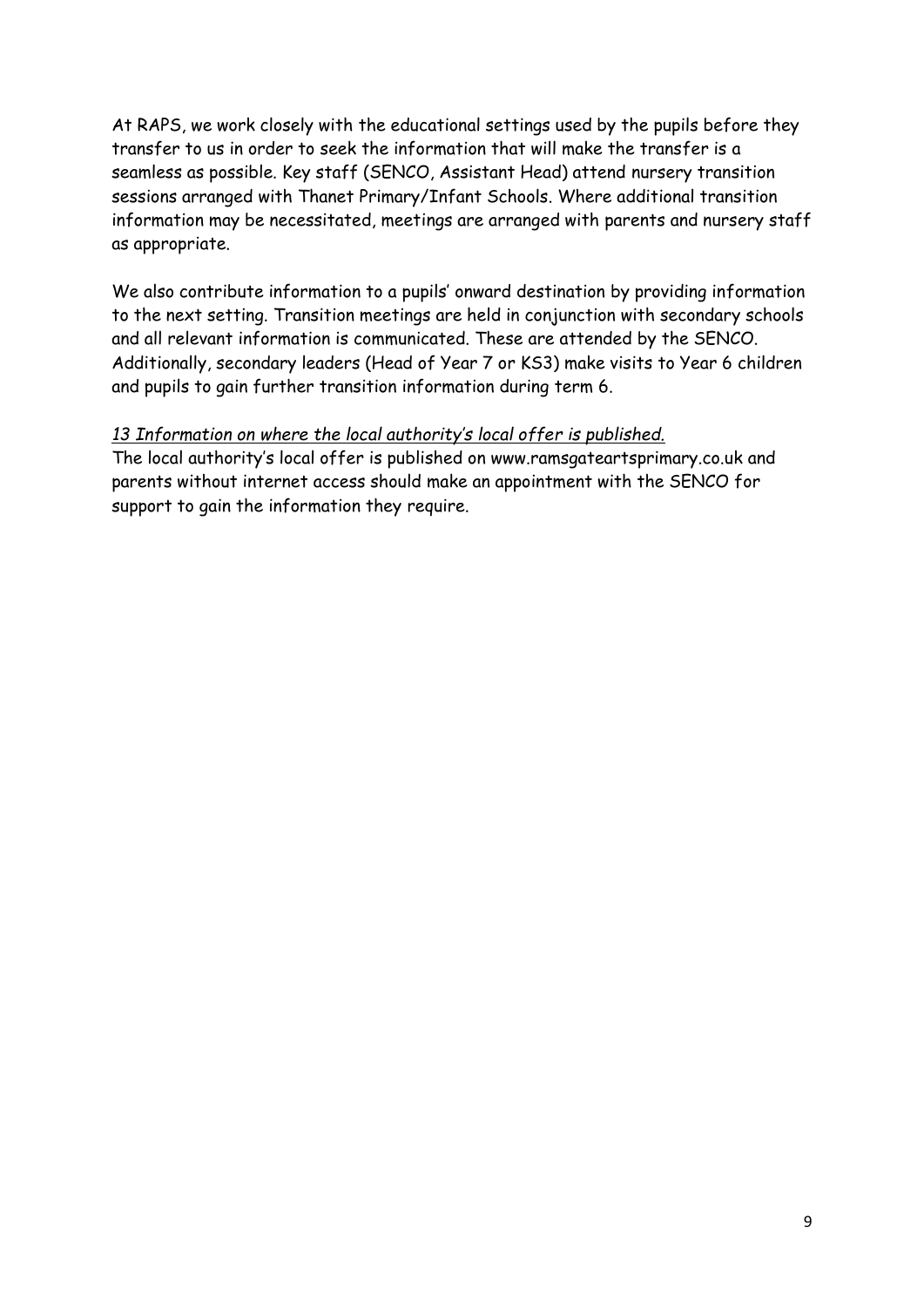At RAPS, we work closely with the educational settings used by the pupils before they transfer to us in order to seek the information that will make the transfer is a seamless as possible. Key staff (SENCO, Assistant Head) attend nursery transition sessions arranged with Thanet Primary/Infant Schools. Where additional transition information may be necessitated, meetings are arranged with parents and nursery staff as appropriate.

We also contribute information to a pupils' onward destination by providing information to the next setting. Transition meetings are held in conjunction with secondary schools and all relevant information is communicated. These are attended by the SENCO. Additionally, secondary leaders (Head of Year 7 or KS3) make visits to Year 6 children and pupils to gain further transition information during term 6.

*13 Information on where the local authority's local offer is published.*

The local authority's local offer is published on www.ramsgateartsprimary.co.uk and parents without internet access should make an appointment with the SENCO for support to gain the information they require.